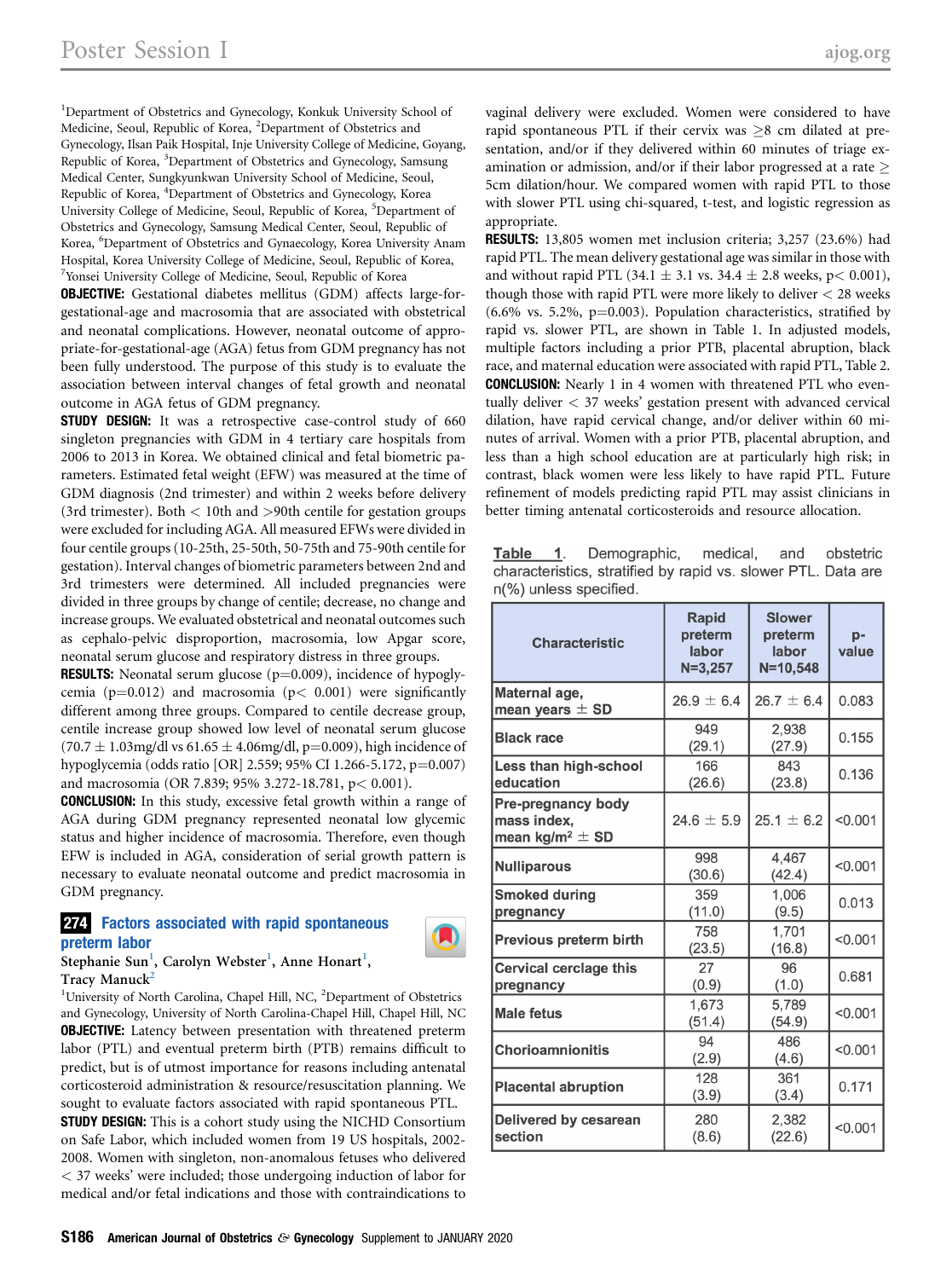[1]Department of Obstetrics and Gynecology, Konkuk University School of Medicine, Seoul, Republic of Korea, [2]Department of Obstetrics and Gynecology, Ilsan Paik Hospital, Inje University College of Medicine, Goyang, Republic of Korea, [3]Department of Obstetrics and Gynecology, Samsung Medical Center, Sungkyunkwan University School of Medicine, Seoul, Republic of Korea, [4]Department of Obstetrics and Gynecology, Korea University College of Medicine, Seoul, Republic of Korea, [5]Department of Obstetrics and Gynecology, Samsung Medical Center, Seoul, Republic of Korea, [6]Department of Obstetrics and Gynaecology, Korea University Anam Hospital, Korea University College of Medicine, Seoul, Republic of Korea, [7]Yonsei University College of Medicine, Seoul, Republic of Korea

**OBJECTIVE:** Gestational diabetes mellitus (GDM) affects large-for-gestational-age and macrosomia that are associated with obstetrical and neonatal complications. However, neonatal outcome of appropriate-for-gestational-age (AGA) fetus from GDM pregnancy has not been fully understood. The purpose of this study is to evaluate the association between interval changes of fetal growth and neonatal outcome in AGA fetus of GDM pregnancy.

**STUDY DESIGN:** It was a retrospective case-control study of 660 singleton pregnancies with GDM in 4 tertiary care hospitals from 2006 to 2013 in Korea. We obtained clinical and fetal biometric parameters. Estimated fetal weight (EFW) was measured at the time of GDM diagnosis (2nd trimester) and within 2 weeks before delivery (3rd trimester). Both < 10th and >90th centile for gestation groups were excluded for including AGA. All measured EFWs were divided in four centile groups (10-25th, 25-50th, 50-75th and 75-90th centile for gestation). Interval changes of biometric parameters between 2nd and 3rd trimesters were determined. All included pregnancies were divided in three groups by change of centile; decrease, no change and increase groups. We evaluated obstetrical and neonatal outcomes such as cephalo-pelvic disproportion, macrosomia, low Apgar score, neonatal serum glucose and respiratory distress in three groups.

**RESULTS:** Neonatal serum glucose (p=0.009), incidence of hypoglycemia (p=0.012) and macrosomia (p< 0.001) were significantly different among three groups. Compared to centile decrease group, centile increase group showed low level of neonatal serum glucose (70.7 ± 1.03mg/dl vs 61.65 ± 4.06mg/dl, p=0.009), high incidence of hypoglycemia (odds ratio [OR] 2.559; 95% CI 1.266-5.172, p=0.007) and macrosomia (OR 7.839; 95% 3.272-18.781, p< 0.001).

**CONCLUSION:** In this study, excessive fetal growth within a range of AGA during GDM pregnancy represented neonatal low glycemic status and higher incidence of macrosomia. Therefore, even though EFW is included in AGA, consideration of serial growth pattern is necessary to evaluate neonatal outcome and predict macrosomia in GDM pregnancy.

## 274 Factors associated with rapid spontaneous preterm labor

Stephanie Sun[1], Carolyn Webster[1], Anne Honart[1], Tracy Manuck[2]

[1]University of North Carolina, Chapel Hill, NC, [2]Department of Obstetrics and Gynecology, University of North Carolina-Chapel Hill, Chapel Hill, NC

**OBJECTIVE:** Latency between presentation with threatened preterm labor (PTL) and eventual preterm birth (PTB) remains difficult to predict, but is of utmost importance for reasons including antenatal corticosteroid administration & resource/resuscitation planning. We sought to evaluate factors associated with rapid spontaneous PTL.

**STUDY DESIGN:** This is a cohort study using the NICHD Consortium on Safe Labor, which included women from 19 US hospitals, 2002-2008. Women with singleton, non-anomalous fetuses who delivered < 37 weeks' were included; those undergoing induction of labor for medical and/or fetal indications and those with contraindications to vaginal delivery were excluded. Women were considered to have rapid spontaneous PTL if their cervix was ≥8 cm dilated at presentation, and/or if they delivered within 60 minutes of triage examination or admission, and/or if their labor progressed at a rate ≥ 5cm dilation/hour. We compared women with rapid PTL to those with slower PTL using chi-squared, t-test, and logistic regression as appropriate.

**RESULTS:** 13,805 women met inclusion criteria; 3,257 (23.6%) had rapid PTL. The mean delivery gestational age was similar in those with and without rapid PTL (34.1 ± 3.1 vs. 34.4 ± 2.8 weeks, p< 0.001), though those with rapid PTL were more likely to deliver < 28 weeks (6.6% vs. 5.2%, p=0.003). Population characteristics, stratified by rapid vs. slower PTL, are shown in Table 1. In adjusted models, multiple factors including a prior PTB, placental abruption, black race, and maternal education were associated with rapid PTL, Table 2.

**CONCLUSION:** Nearly 1 in 4 women with threatened PTL who eventually deliver < 37 weeks' gestation present with advanced cervical dilation, have rapid cervical change, and/or deliver within 60 minutes of arrival. Women with a prior PTB, placental abruption, and less than a high school education are at particularly high risk; in contrast, black women were less likely to have rapid PTL. Future refinement of models predicting rapid PTL may assist clinicians in better timing antenatal corticosteroids and resource allocation.

Table 1. Demographic, medical, and obstetric characteristics, stratified by rapid vs. slower PTL. Data are n(%) unless specified.

| Characteristic | Rapid preterm labor N=3,257 | Slower preterm labor N=10,548 | p-value |
|---|---|---|---|
| Maternal age, mean years ± SD | 26.9 ± 6.4 | 26.7 ± 6.4 | 0.083 |
| Black race | 949 (29.1) | 2,938 (27.9) | 0.155 |
| Less than high-school education | 166 (26.6) | 843 (23.8) | 0.136 |
| Pre-pregnancy body mass index, mean kg/m² ± SD | 24.6 ± 5.9 | 25.1 ± 6.2 | <0.001 |
| Nulliparous | 998 (30.6) | 4,467 (42.4) | <0.001 |
| Smoked during pregnancy | 359 (11.0) | 1,006 (9.5) | 0.013 |
| Previous preterm birth | 758 (23.5) | 1,701 (16.8) | <0.001 |
| Cervical cerclage this pregnancy | 27 (0.9) | 96 (1.0) | 0.681 |
| Male fetus | 1,673 (51.4) | 5,789 (54.9) | <0.001 |
| Chorioamnionitis | 94 (2.9) | 486 (4.6) | <0.001 |
| Placental abruption | 128 (3.9) | 361 (3.4) | 0.171 |
| Delivered by cesarean section | 280 (8.6) | 2,382 (22.6) | <0.001 |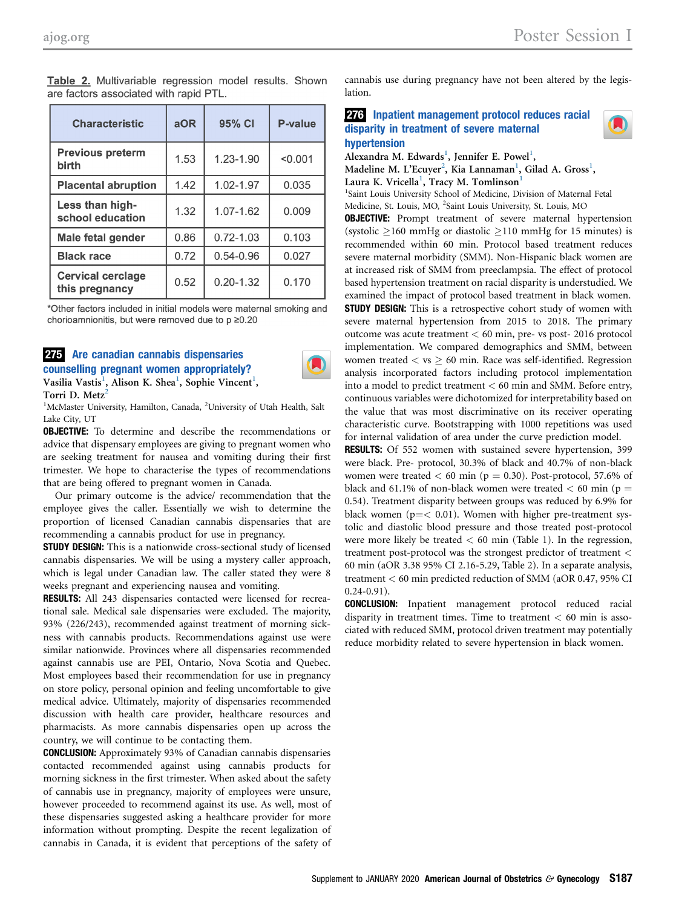Table 2. Multivariable regression model results. Shown are factors associated with rapid PTL.

| Characteristic | aOR | 95% CI | P-value |
|---|---|---|---|
| Previous preterm birth | 1.53 | 1.23-1.90 | <0.001 |
| Placental abruption | 1.42 | 1.02-1.97 | 0.035 |
| Less than high-school education | 1.32 | 1.07-1.62 | 0.009 |
| Male fetal gender | 0.86 | 0.72-1.03 | 0.103 |
| Black race | 0.72 | 0.54-0.96 | 0.027 |
| Cervical cerclage this pregnancy | 0.52 | 0.20-1.32 | 0.170 |

*Other factors included in initial models were maternal smoking and chorioamnionitis, but were removed due to p ≥0.20

## 275 Are canadian cannabis dispensaries counselling pregnant women appropriately?

Vasilia Vastis[1], Alison K. Shea[1], Sophie Vincent[1], Torri D. Metz[2]

[1]McMaster University, Hamilton, Canada, [2]University of Utah Health, Salt Lake City, UT

**OBJECTIVE:** To determine and describe the recommendations or advice that dispensary employees are giving to pregnant women who are seeking treatment for nausea and vomiting during their first trimester. We hope to characterise the types of recommendations that are being offered to pregnant women in Canada.

Our primary outcome is the advice/ recommendation that the employee gives the caller. Essentially we wish to determine the proportion of licensed Canadian cannabis dispensaries that are recommending a cannabis product for use in pregnancy.

**STUDY DESIGN:** This is a nationwide cross-sectional study of licensed cannabis dispensaries. We will be using a mystery caller approach, which is legal under Canadian law. The caller stated they were 8 weeks pregnant and experiencing nausea and vomiting.

**RESULTS:** All 243 dispensaries contacted were licensed for recreational sale. Medical sale dispensaries were excluded. The majority, 93% (226/243), recommended against treatment of morning sickness with cannabis products. Recommendations against use were similar nationwide. Provinces where all dispensaries recommended against cannabis use are PEI, Ontario, Nova Scotia and Quebec. Most employees based their recommendation for use in pregnancy on store policy, personal opinion and feeling uncomfortable to give medical advice. Ultimately, majority of dispensaries recommended discussion with health care provider, healthcare resources and pharmacists. As more cannabis dispensaries open up across the country, we will continue to be contacting them.

**CONCLUSION:** Approximately 93% of Canadian cannabis dispensaries contacted recommended against using cannabis products for morning sickness in the first trimester. When asked about the safety of cannabis use in pregnancy, majority of employees were unsure, however proceeded to recommend against its use. As well, most of these dispensaries suggested asking a healthcare provider for more information without prompting. Despite the recent legalization of cannabis in Canada, it is evident that perceptions of the safety of cannabis use during pregnancy have not been altered by the legislation.

## 276 Inpatient management protocol reduces racial disparity in treatment of severe maternal hypertension

Alexandra M. Edwards[1], Jennifer E. Powel[1], Madeline M. L'Ecuyer[2], Kia Lannaman[1], Gilad A. Gross[1], Laura K. Vricella[1], Tracy M. Tomlinson[1]

[1]Saint Louis University School of Medicine, Division of Maternal Fetal Medicine, St. Louis, MO, [2]Saint Louis University, St. Louis, MO

**OBJECTIVE:** Prompt treatment of severe maternal hypertension (systolic ≥160 mmHg or diastolic ≥110 mmHg for 15 minutes) is recommended within 60 min. Protocol based treatment reduces severe maternal morbidity (SMM). Non-Hispanic black women are at increased risk of SMM from preeclampsia. The effect of protocol based hypertension treatment on racial disparity is understudied. We examined the impact of protocol based treatment in black women.

**STUDY DESIGN:** This is a retrospective cohort study of women with severe maternal hypertension from 2015 to 2018. The primary outcome was acute treatment < 60 min, pre- vs post- 2016 protocol implementation. We compared demographics and SMM, between women treated < vs ≥ 60 min. Race was self-identified. Regression analysis incorporated factors including protocol implementation into a model to predict treatment < 60 min and SMM. Before entry, continuous variables were dichotomized for interpretability based on the value that was most discriminative on its receiver operating characteristic curve. Bootstrapping with 1000 repetitions was used for internal validation of area under the curve prediction model.

**RESULTS:** Of 552 women with sustained severe hypertension, 399 were black. Pre- protocol, 30.3% of black and 40.7% of non-black women were treated < 60 min ($p = 0.30$). Post-protocol, 57.6% of black and 61.1% of non-black women were treated < 60 min ($p = 0.54$). Treatment disparity between groups was reduced by 6.9% for black women (p=< 0.01). Women with higher pre-treatment systolic and diastolic blood pressure and those treated post-protocol were more likely be treated < 60 min (Table 1). In the regression, treatment post-protocol was the strongest predictor of treatment < 60 min (aOR 3.38 95% CI 2.16-5.29, Table 2). In a separate analysis, treatment < 60 min predicted reduction of SMM (aOR 0.47, 95% CI 0.24-0.91).

**CONCLUSION:** Inpatient management protocol reduced racial disparity in treatment times. Time to treatment < 60 min is associated with reduced SMM, protocol driven treatment may potentially reduce morbidity related to severe hypertension in black women.